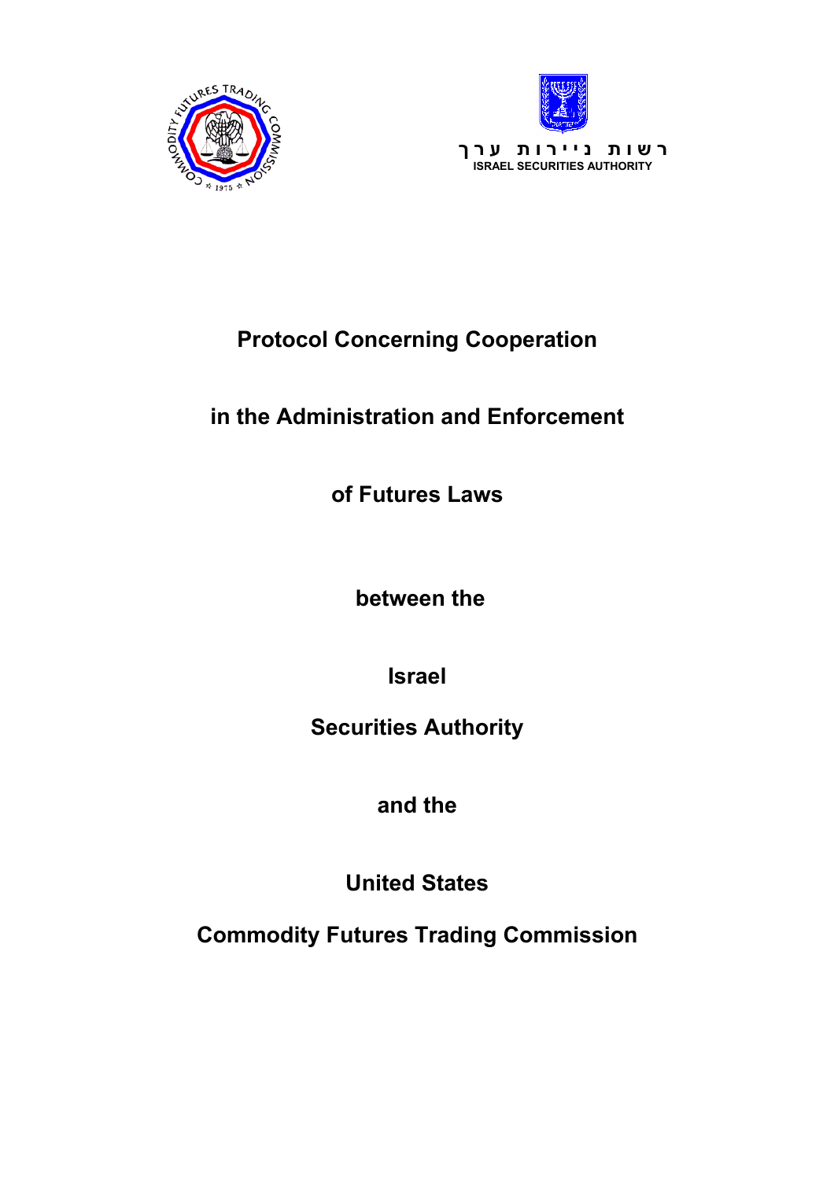רשות ניירות ערך

ISRAEL SECURITIES AUTHORITY

# Protocol Concerning Cooperation

# in the Administration and Enforcement

# of Futures Laws

**between the**

**Israel**

**Securities Authority**

**and the**

**United States**

**Commodity Futures Trading Commission**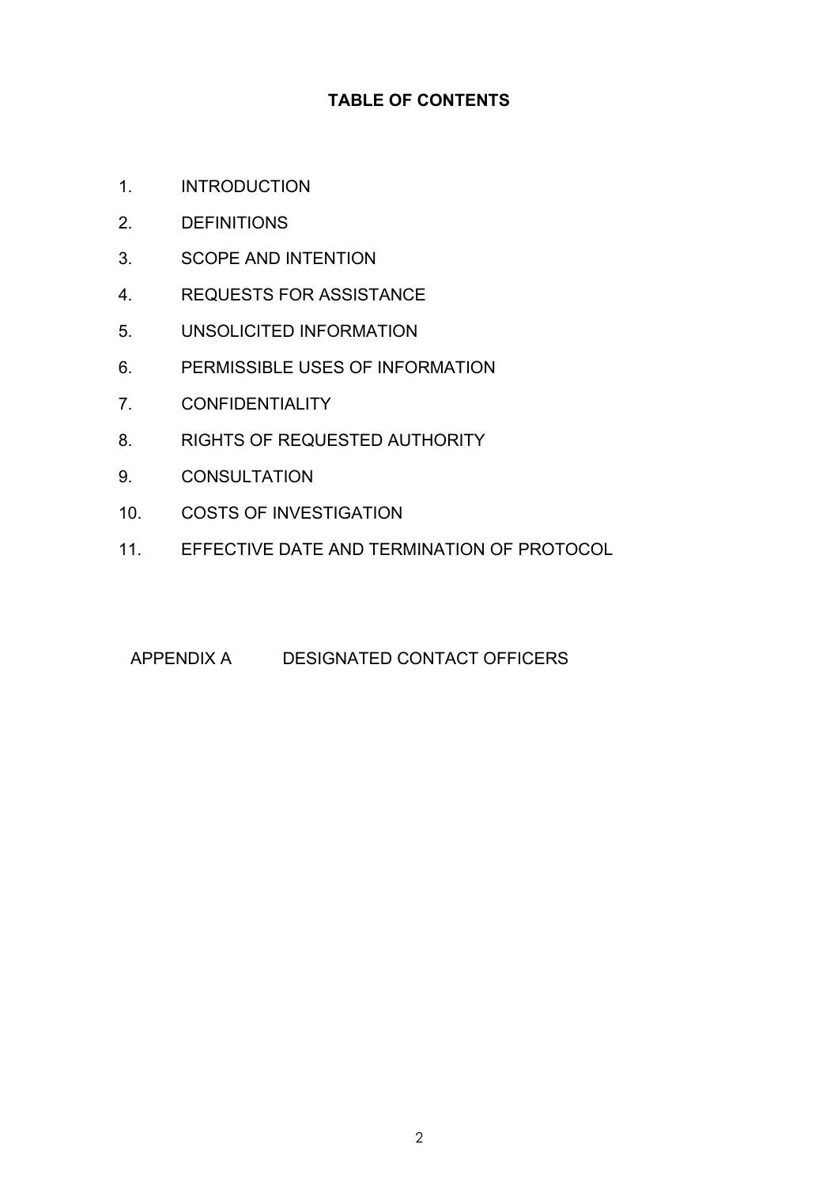**TABLE OF CONTENTS**

1. INTRODUCTION
2. DEFINITIONS
3. SCOPE AND INTENTION
4. REQUESTS FOR ASSISTANCE
5. UNSOLICITED INFORMATION
6. PERMISSIBLE USES OF INFORMATION
7. CONFIDENTIALITY
8. RIGHTS OF REQUESTED AUTHORITY
9. CONSULTATION
10. COSTS OF INVESTIGATION
11. EFFECTIVE DATE AND TERMINATION OF PROTOCOL

APPENDIX A DESIGNATED CONTACT OFFICERS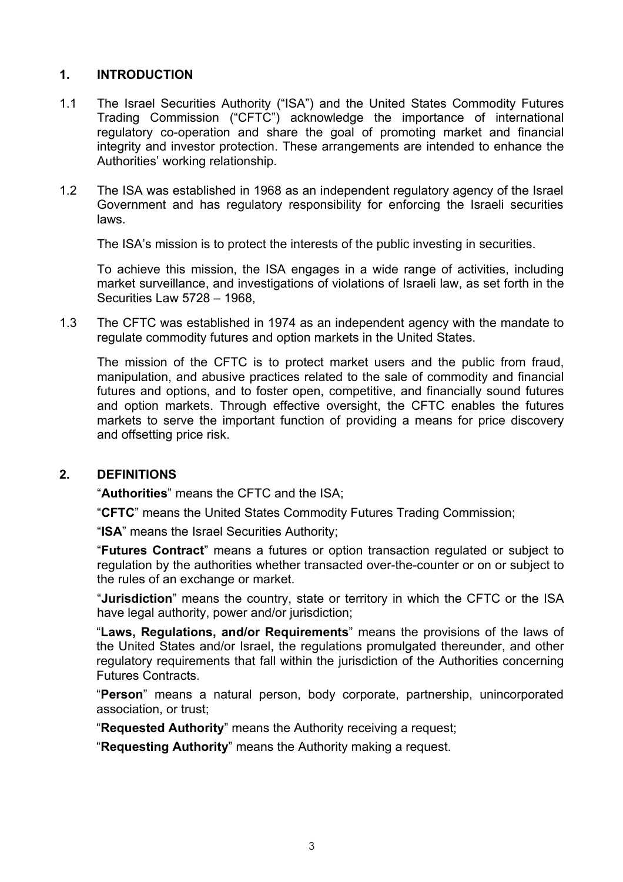## 1. INTRODUCTION

1.1 The Israel Securities Authority ("ISA") and the United States Commodity Futures Trading Commission ("CFTC") acknowledge the importance of international regulatory co-operation and share the goal of promoting market and financial integrity and investor protection. These arrangements are intended to enhance the Authorities' working relationship.

1.2 The ISA was established in 1968 as an independent regulatory agency of the Israel Government and has regulatory responsibility for enforcing the Israeli securities laws.

The ISA's mission is to protect the interests of the public investing in securities.

To achieve this mission, the ISA engages in a wide range of activities, including market surveillance, and investigations of violations of Israeli law, as set forth in the Securities Law 5728 – 1968,

1.3 The CFTC was established in 1974 as an independent agency with the mandate to regulate commodity futures and option markets in the United States.

The mission of the CFTC is to protect market users and the public from fraud, manipulation, and abusive practices related to the sale of commodity and financial futures and options, and to foster open, competitive, and financially sound futures and option markets. Through effective oversight, the CFTC enables the futures markets to serve the important function of providing a means for price discovery and offsetting price risk.

## 2. DEFINITIONS

"**Authorities**" means the CFTC and the ISA;

"**CFTC**" means the United States Commodity Futures Trading Commission;

"**ISA**" means the Israel Securities Authority;

"**Futures Contract**" means a futures or option transaction regulated or subject to regulation by the authorities whether transacted over-the-counter or on or subject to the rules of an exchange or market.

"**Jurisdiction**" means the country, state or territory in which the CFTC or the ISA have legal authority, power and/or jurisdiction;

"**Laws, Regulations, and/or Requirements**" means the provisions of the laws of the United States and/or Israel, the regulations promulgated thereunder, and other regulatory requirements that fall within the jurisdiction of the Authorities concerning Futures Contracts.

"**Person**" means a natural person, body corporate, partnership, unincorporated association, or trust;

"**Requested Authority**" means the Authority receiving a request;

"**Requesting Authority**" means the Authority making a request.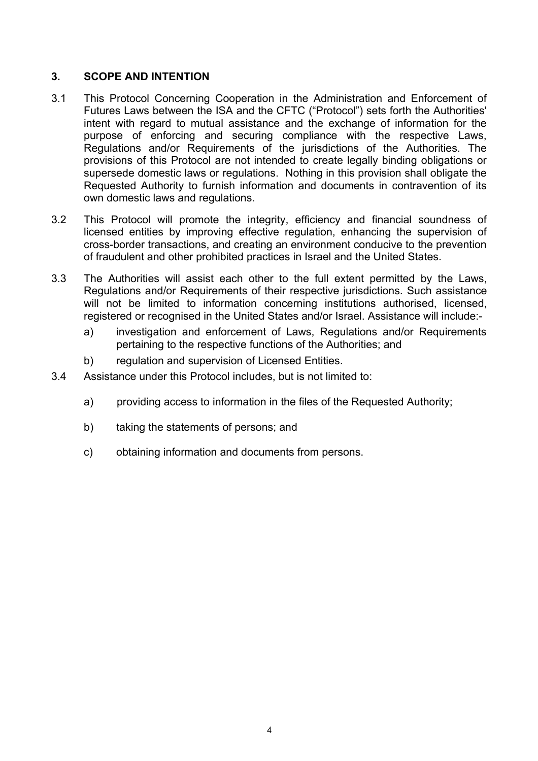## 3. SCOPE AND INTENTION

3.1 This Protocol Concerning Cooperation in the Administration and Enforcement of Futures Laws between the ISA and the CFTC ("Protocol") sets forth the Authorities' intent with regard to mutual assistance and the exchange of information for the purpose of enforcing and securing compliance with the respective Laws, Regulations and/or Requirements of the jurisdictions of the Authorities. The provisions of this Protocol are not intended to create legally binding obligations or supersede domestic laws or regulations. Nothing in this provision shall obligate the Requested Authority to furnish information and documents in contravention of its own domestic laws and regulations.

3.2 This Protocol will promote the integrity, efficiency and financial soundness of licensed entities by improving effective regulation, enhancing the supervision of cross-border transactions, and creating an environment conducive to the prevention of fraudulent and other prohibited practices in Israel and the United States.

3.3 The Authorities will assist each other to the full extent permitted by the Laws, Regulations and/or Requirements of their respective jurisdictions. Such assistance will not be limited to information concerning institutions authorised, licensed, registered or recognised in the United States and/or Israel. Assistance will include:-

- a) investigation and enforcement of Laws, Regulations and/or Requirements pertaining to the respective functions of the Authorities; and
- b) regulation and supervision of Licensed Entities.

3.4 Assistance under this Protocol includes, but is not limited to:

- a) providing access to information in the files of the Requested Authority;
- b) taking the statements of persons; and
- c) obtaining information and documents from persons.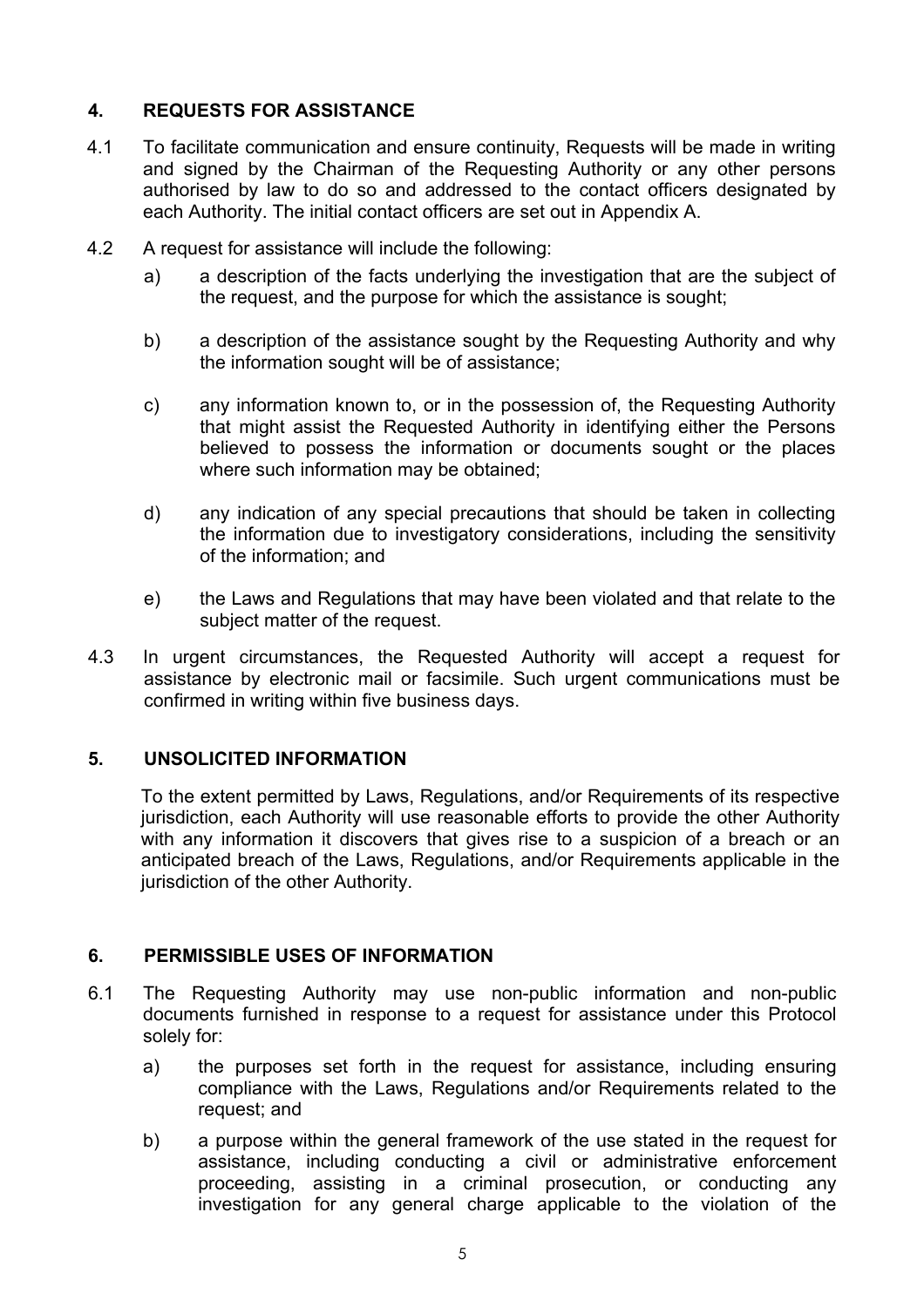## 4. REQUESTS FOR ASSISTANCE

4.1 To facilitate communication and ensure continuity, Requests will be made in writing and signed by the Chairman of the Requesting Authority or any other persons authorised by law to do so and addressed to the contact officers designated by each Authority. The initial contact officers are set out in Appendix A.

4.2 A request for assistance will include the following:

a) a description of the facts underlying the investigation that are the subject of the request, and the purpose for which the assistance is sought;

b) a description of the assistance sought by the Requesting Authority and why the information sought will be of assistance;

c) any information known to, or in the possession of, the Requesting Authority that might assist the Requested Authority in identifying either the Persons believed to possess the information or documents sought or the places where such information may be obtained;

d) any indication of any special precautions that should be taken in collecting the information due to investigatory considerations, including the sensitivity of the information; and

e) the Laws and Regulations that may have been violated and that relate to the subject matter of the request.

4.3 In urgent circumstances, the Requested Authority will accept a request for assistance by electronic mail or facsimile. Such urgent communications must be confirmed in writing within five business days.

## 5. UNSOLICITED INFORMATION

To the extent permitted by Laws, Regulations, and/or Requirements of its respective jurisdiction, each Authority will use reasonable efforts to provide the other Authority with any information it discovers that gives rise to a suspicion of a breach or an anticipated breach of the Laws, Regulations, and/or Requirements applicable in the jurisdiction of the other Authority.

## 6. PERMISSIBLE USES OF INFORMATION

6.1 The Requesting Authority may use non-public information and non-public documents furnished in response to a request for assistance under this Protocol solely for:

a) the purposes set forth in the request for assistance, including ensuring compliance with the Laws, Regulations and/or Requirements related to the request; and

b) a purpose within the general framework of the use stated in the request for assistance, including conducting a civil or administrative enforcement proceeding, assisting in a criminal prosecution, or conducting any investigation for any general charge applicable to the violation of the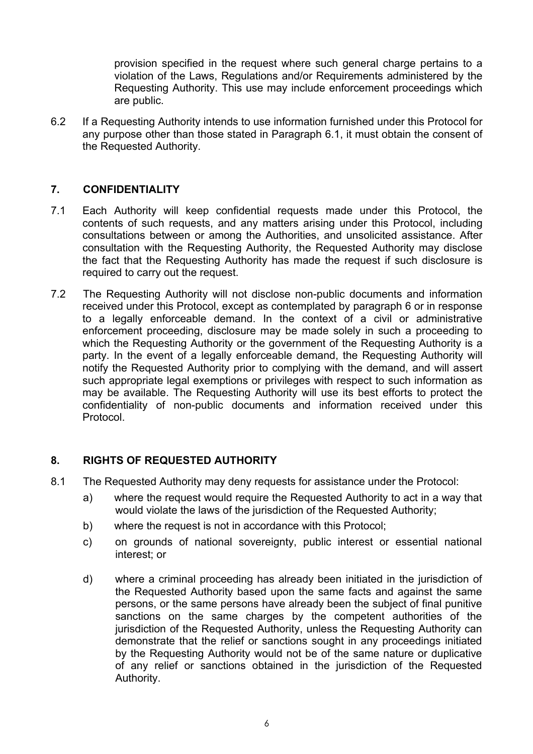provision specified in the request where such general charge pertains to a violation of the Laws, Regulations and/or Requirements administered by the Requesting Authority. This use may include enforcement proceedings which are public.

6.2 If a Requesting Authority intends to use information furnished under this Protocol for any purpose other than those stated in Paragraph 6.1, it must obtain the consent of the Requested Authority.

## 7. CONFIDENTIALITY

7.1 Each Authority will keep confidential requests made under this Protocol, the contents of such requests, and any matters arising under this Protocol, including consultations between or among the Authorities, and unsolicited assistance. After consultation with the Requesting Authority, the Requested Authority may disclose the fact that the Requesting Authority has made the request if such disclosure is required to carry out the request.

7.2 The Requesting Authority will not disclose non-public documents and information received under this Protocol, except as contemplated by paragraph 6 or in response to a legally enforceable demand. In the context of a civil or administrative enforcement proceeding, disclosure may be made solely in such a proceeding to which the Requesting Authority or the government of the Requesting Authority is a party. In the event of a legally enforceable demand, the Requesting Authority will notify the Requested Authority prior to complying with the demand, and will assert such appropriate legal exemptions or privileges with respect to such information as may be available. The Requesting Authority will use its best efforts to protect the confidentiality of non-public documents and information received under this Protocol.

## 8. RIGHTS OF REQUESTED AUTHORITY

8.1 The Requested Authority may deny requests for assistance under the Protocol:

a) where the request would require the Requested Authority to act in a way that would violate the laws of the jurisdiction of the Requested Authority;

b) where the request is not in accordance with this Protocol;

c) on grounds of national sovereignty, public interest or essential national interest; or

d) where a criminal proceeding has already been initiated in the jurisdiction of the Requested Authority based upon the same facts and against the same persons, or the same persons have already been the subject of final punitive sanctions on the same charges by the competent authorities of the jurisdiction of the Requested Authority, unless the Requesting Authority can demonstrate that the relief or sanctions sought in any proceedings initiated by the Requesting Authority would not be of the same nature or duplicative of any relief or sanctions obtained in the jurisdiction of the Requested Authority.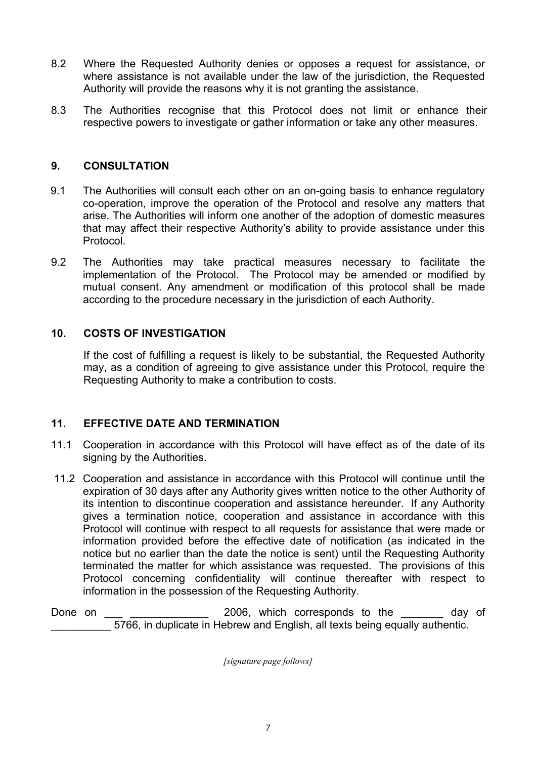8.2 Where the Requested Authority denies or opposes a request for assistance, or where assistance is not available under the law of the jurisdiction, the Requested Authority will provide the reasons why it is not granting the assistance.

8.3 The Authorities recognise that this Protocol does not limit or enhance their respective powers to investigate or gather information or take any other measures.

## 9. CONSULTATION

9.1 The Authorities will consult each other on an on-going basis to enhance regulatory co-operation, improve the operation of the Protocol and resolve any matters that arise. The Authorities will inform one another of the adoption of domestic measures that may affect their respective Authority's ability to provide assistance under this Protocol.

9.2 The Authorities may take practical measures necessary to facilitate the implementation of the Protocol. The Protocol may be amended or modified by mutual consent. Any amendment or modification of this protocol shall be made according to the procedure necessary in the jurisdiction of each Authority.

## 10. COSTS OF INVESTIGATION

If the cost of fulfilling a request is likely to be substantial, the Requested Authority may, as a condition of agreeing to give assistance under this Protocol, require the Requesting Authority to make a contribution to costs.

## 11. EFFECTIVE DATE AND TERMINATION

11.1 Cooperation in accordance with this Protocol will have effect as of the date of its signing by the Authorities.

11.2 Cooperation and assistance in accordance with this Protocol will continue until the expiration of 30 days after any Authority gives written notice to the other Authority of its intention to discontinue cooperation and assistance hereunder. If any Authority gives a termination notice, cooperation and assistance in accordance with this Protocol will continue with respect to all requests for assistance that were made or information provided before the effective date of notification (as indicated in the notice but no earlier than the date the notice is sent) until the Requesting Authority terminated the matter for which assistance was requested. The provisions of this Protocol concerning confidentiality will continue thereafter with respect to information in the possession of the Requesting Authority.

Done on ___ _____________ 2006, which corresponds to the _______ day of __________ 5766, in duplicate in Hebrew and English, all texts being equally authentic.

*[signature page follows]*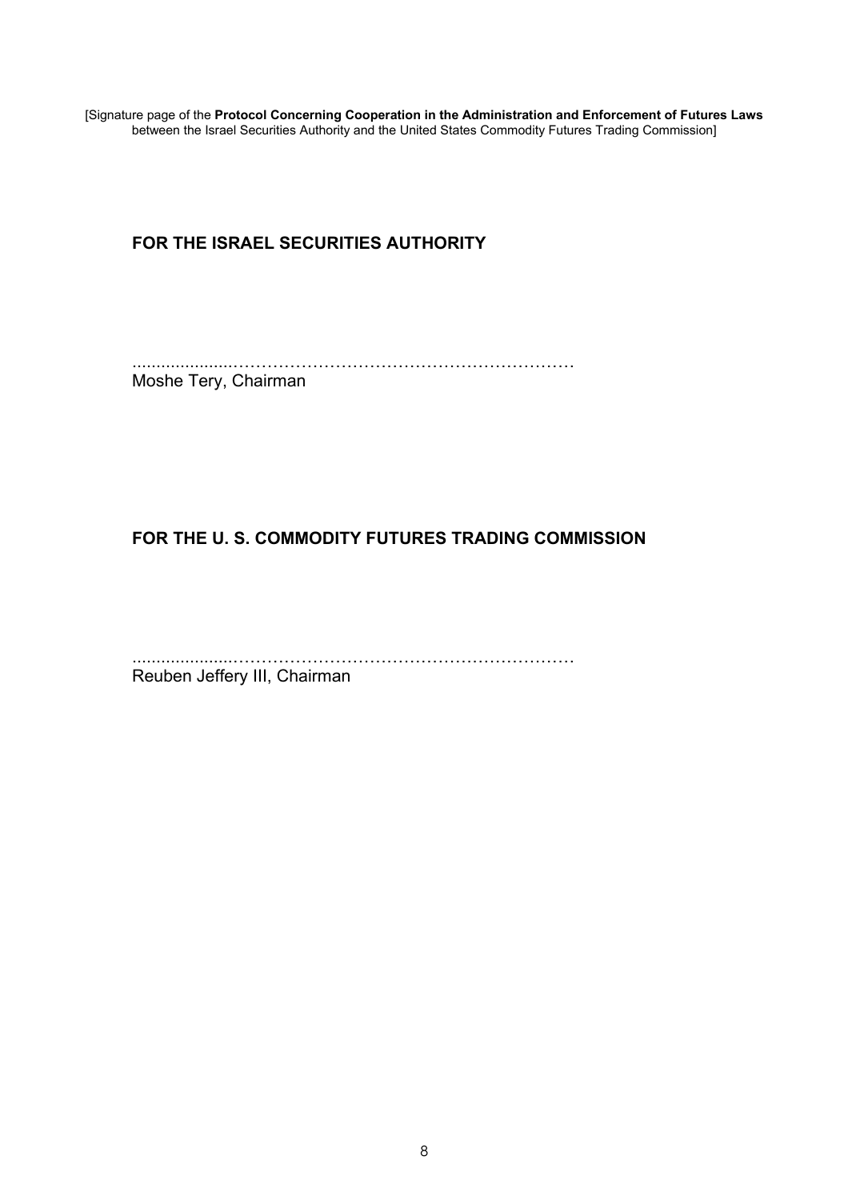[Signature page of the **Protocol Concerning Cooperation in the Administration and Enforcement of Futures Laws** between the Israel Securities Authority and the United States Commodity Futures Trading Commission]

**FOR THE ISRAEL SECURITIES AUTHORITY**

..............................................................................

Moshe Tery, Chairman

**FOR THE U. S. COMMODITY FUTURES TRADING COMMISSION**

..............................................................................

Reuben Jeffery III, Chairman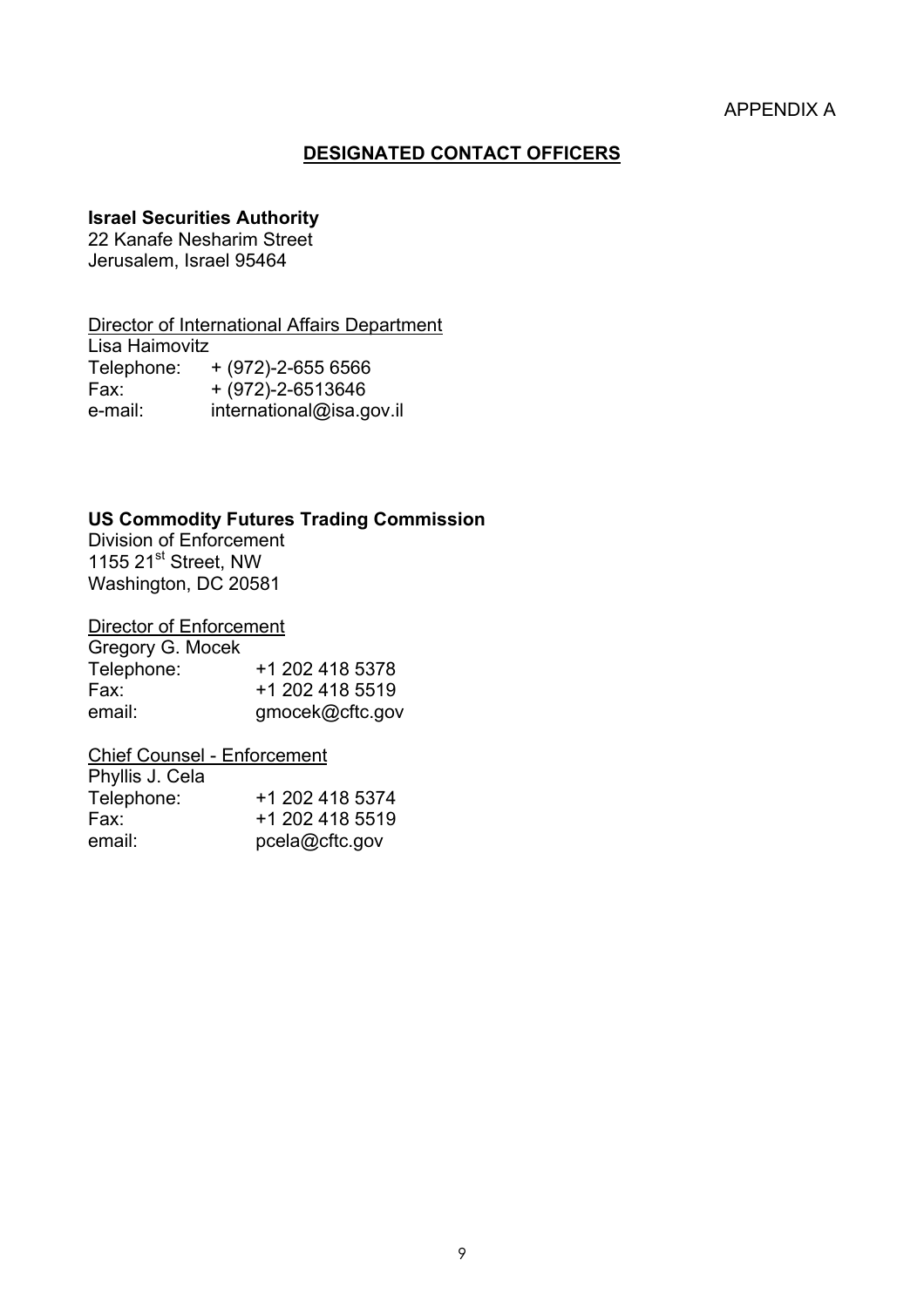APPENDIX A

## DESIGNATED CONTACT OFFICERS

**Israel Securities Authority**
22 Kanafe Nesharim Street
Jerusalem, Israel 95464

Director of International Affairs Department
Lisa Haimovitz
Telephone: + (972)-2-655 6566
Fax: + (972)-2-6513646
e-mail: international@isa.gov.il

**US Commodity Futures Trading Commission**
Division of Enforcement
1155 21st Street, NW
Washington, DC 20581

Director of Enforcement
Gregory G. Mocek
Telephone: +1 202 418 5378
Fax: +1 202 418 5519
email: gmocek@cftc.gov

Chief Counsel - Enforcement
Phyllis J. Cela
Telephone: +1 202 418 5374
Fax: +1 202 418 5519
email: pcela@cftc.gov